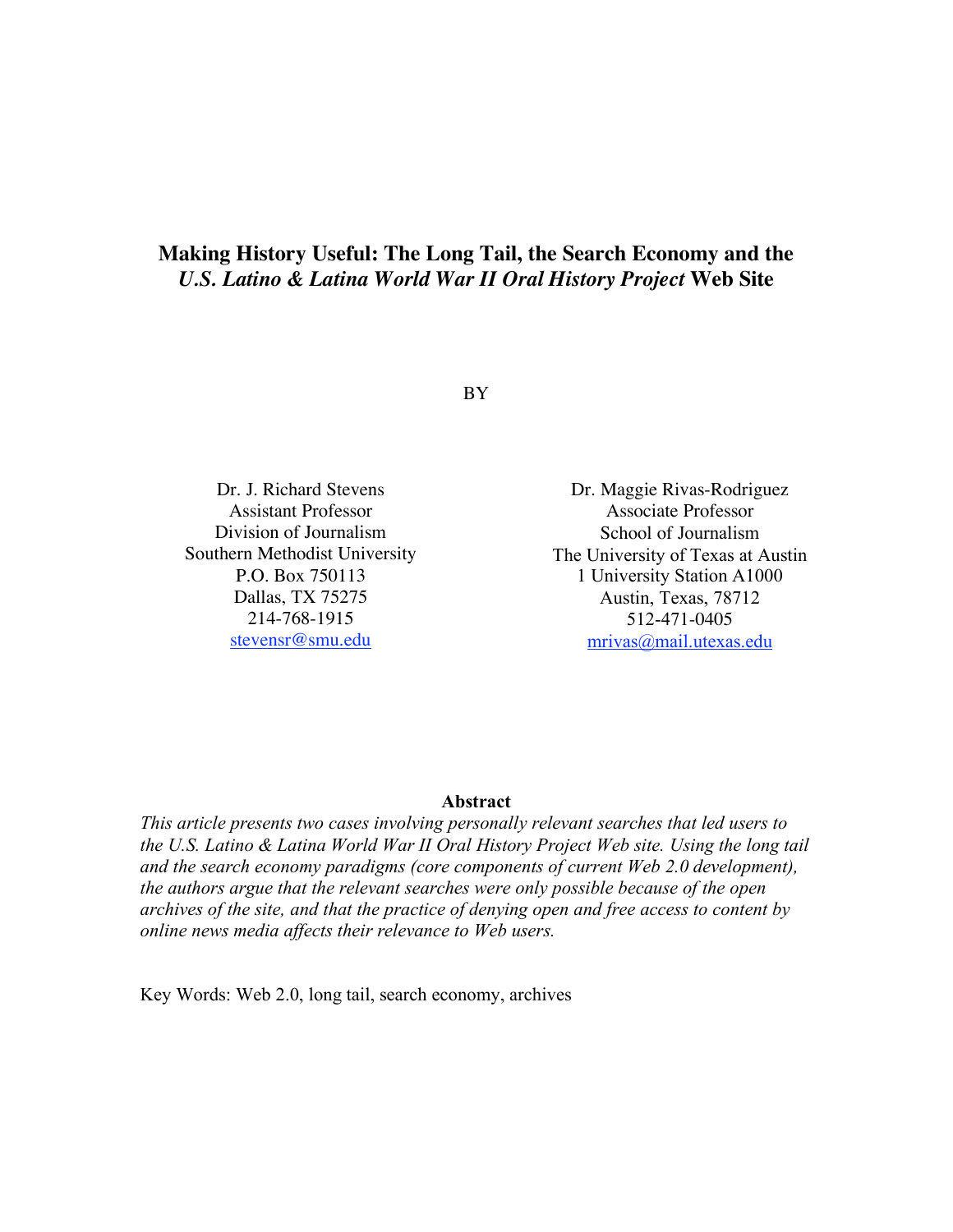# Making History Useful: The Long Tail, the Search Economy and the *U.S. Latino & Latina World War II Oral History Project* Web Site

BY

Dr. J. Richard Stevens
Assistant Professor
Division of Journalism
Southern Methodist University
P.O. Box 750113
Dallas, TX 75275
214-768-1915
stevensr@smu.edu

Dr. Maggie Rivas-Rodriguez
Associate Professor
School of Journalism
The University of Texas at Austin
1 University Station A1000
Austin, Texas, 78712
512-471-0405
mrivas@mail.utexas.edu

**Abstract**

*This article presents two cases involving personally relevant searches that led users to the U.S. Latino & Latina World War II Oral History Project Web site. Using the long tail and the search economy paradigms (core components of current Web 2.0 development), the authors argue that the relevant searches were only possible because of the open archives of the site, and that the practice of denying open and free access to content by online news media affects their relevance to Web users.*

Key Words: Web 2.0, long tail, search economy, archives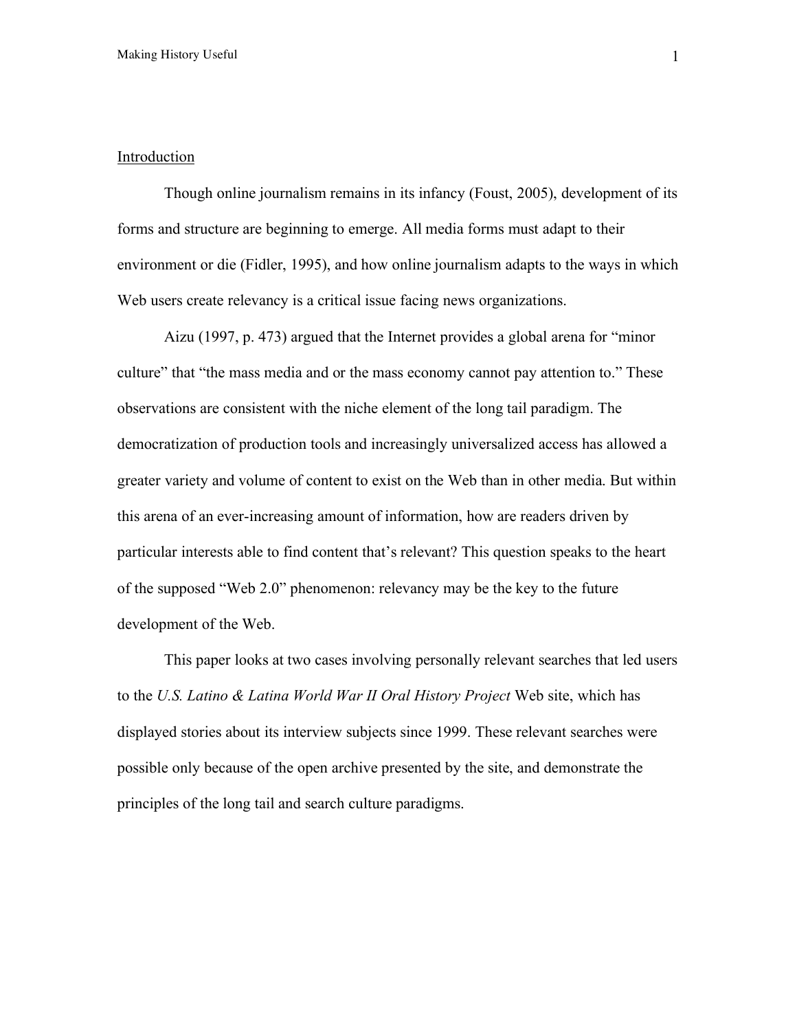## Introduction

Though online journalism remains in its infancy (Foust, 2005), development of its forms and structure are beginning to emerge. All media forms must adapt to their environment or die (Fidler, 1995), and how online journalism adapts to the ways in which Web users create relevancy is a critical issue facing news organizations.

Aizu (1997, p. 473) argued that the Internet provides a global arena for "minor culture" that "the mass media and or the mass economy cannot pay attention to." These observations are consistent with the niche element of the long tail paradigm. The democratization of production tools and increasingly universalized access has allowed a greater variety and volume of content to exist on the Web than in other media. But within this arena of an ever-increasing amount of information, how are readers driven by particular interests able to find content that's relevant? This question speaks to the heart of the supposed "Web 2.0" phenomenon: relevancy may be the key to the future development of the Web.

This paper looks at two cases involving personally relevant searches that led users to the *U.S. Latino & Latina World War II Oral History Project* Web site, which has displayed stories about its interview subjects since 1999. These relevant searches were possible only because of the open archive presented by the site, and demonstrate the principles of the long tail and search culture paradigms.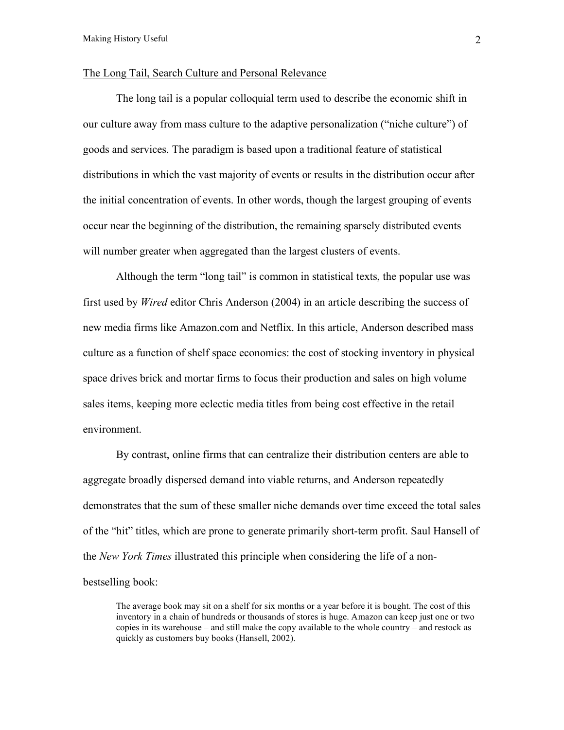## The Long Tail, Search Culture and Personal Relevance

The long tail is a popular colloquial term used to describe the economic shift in our culture away from mass culture to the adaptive personalization ("niche culture") of goods and services. The paradigm is based upon a traditional feature of statistical distributions in which the vast majority of events or results in the distribution occur after the initial concentration of events. In other words, though the largest grouping of events occur near the beginning of the distribution, the remaining sparsely distributed events will number greater when aggregated than the largest clusters of events.

Although the term "long tail" is common in statistical texts, the popular use was first used by *Wired* editor Chris Anderson (2004) in an article describing the success of new media firms like Amazon.com and Netflix. In this article, Anderson described mass culture as a function of shelf space economics: the cost of stocking inventory in physical space drives brick and mortar firms to focus their production and sales on high volume sales items, keeping more eclectic media titles from being cost effective in the retail environment.

By contrast, online firms that can centralize their distribution centers are able to aggregate broadly dispersed demand into viable returns, and Anderson repeatedly demonstrates that the sum of these smaller niche demands over time exceed the total sales of the "hit" titles, which are prone to generate primarily short-term profit. Saul Hansell of the *New York Times* illustrated this principle when considering the life of a non-bestselling book:

> The average book may sit on a shelf for six months or a year before it is bought. The cost of this inventory in a chain of hundreds or thousands of stores is huge. Amazon can keep just one or two copies in its warehouse – and still make the copy available to the whole country – and restock as quickly as customers buy books (Hansell, 2002).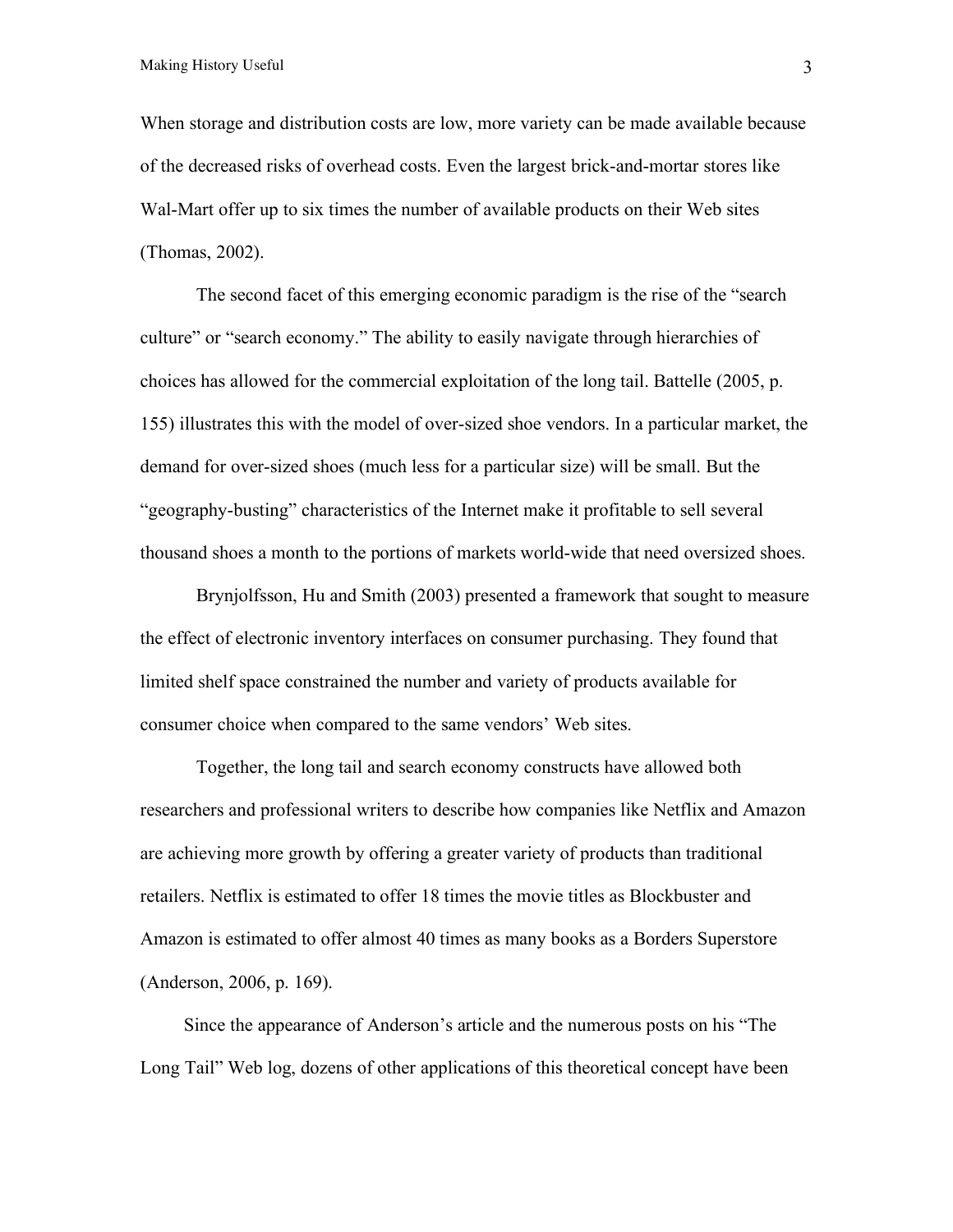When storage and distribution costs are low, more variety can be made available because of the decreased risks of overhead costs. Even the largest brick-and-mortar stores like Wal-Mart offer up to six times the number of available products on their Web sites (Thomas, 2002).

The second facet of this emerging economic paradigm is the rise of the "search culture" or "search economy." The ability to easily navigate through hierarchies of choices has allowed for the commercial exploitation of the long tail. Battelle (2005, p. 155) illustrates this with the model of over-sized shoe vendors. In a particular market, the demand for over-sized shoes (much less for a particular size) will be small. But the "geography-busting" characteristics of the Internet make it profitable to sell several thousand shoes a month to the portions of markets world-wide that need oversized shoes.

Brynjolfsson, Hu and Smith (2003) presented a framework that sought to measure the effect of electronic inventory interfaces on consumer purchasing. They found that limited shelf space constrained the number and variety of products available for consumer choice when compared to the same vendors' Web sites.

Together, the long tail and search economy constructs have allowed both researchers and professional writers to describe how companies like Netflix and Amazon are achieving more growth by offering a greater variety of products than traditional retailers. Netflix is estimated to offer 18 times the movie titles as Blockbuster and Amazon is estimated to offer almost 40 times as many books as a Borders Superstore (Anderson, 2006, p. 169).

Since the appearance of Anderson's article and the numerous posts on his "The Long Tail" Web log, dozens of other applications of this theoretical concept have been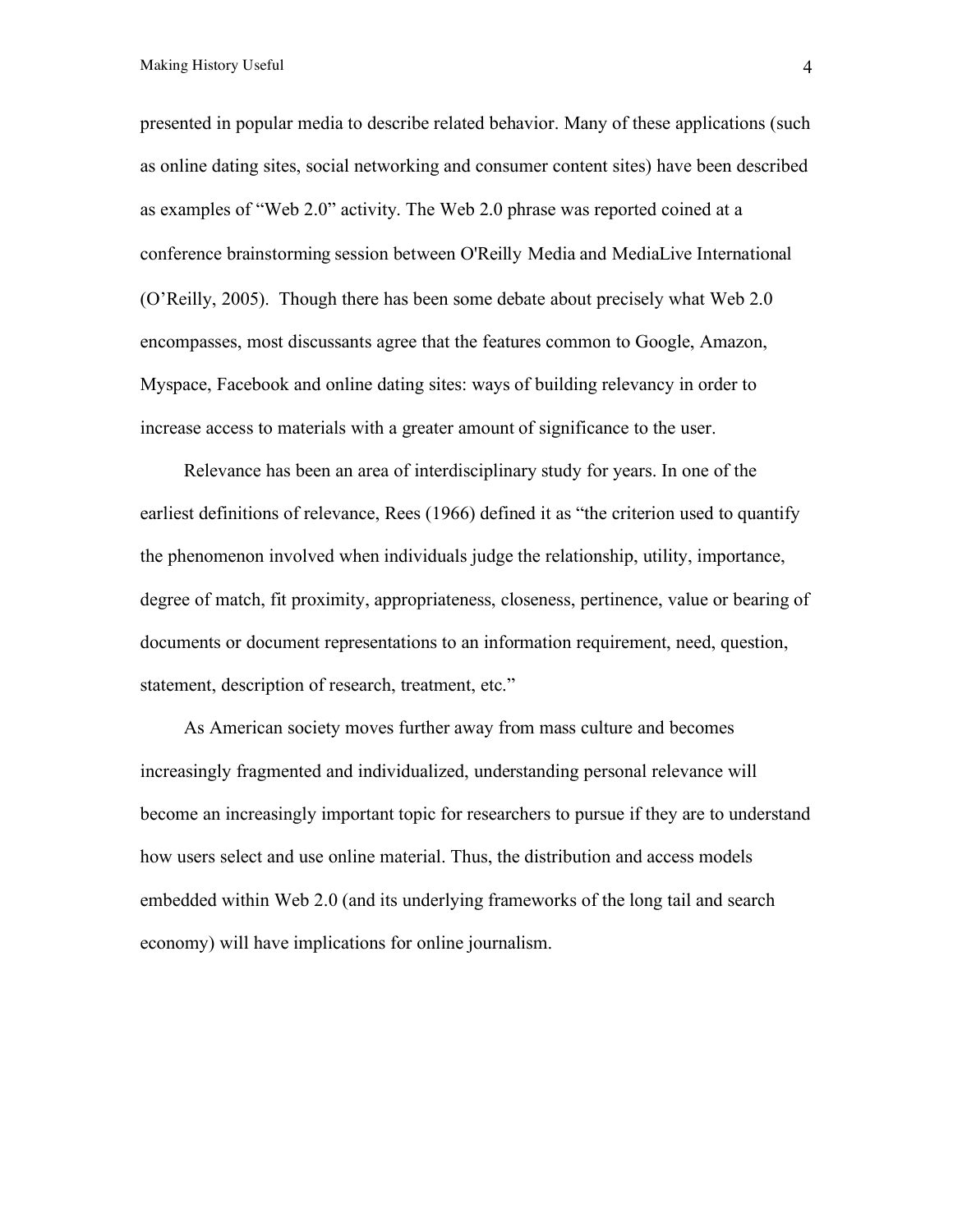presented in popular media to describe related behavior. Many of these applications (such as online dating sites, social networking and consumer content sites) have been described as examples of "Web 2.0" activity. The Web 2.0 phrase was reported coined at a conference brainstorming session between O'Reilly Media and MediaLive International (O'Reilly, 2005). Though there has been some debate about precisely what Web 2.0 encompasses, most discussants agree that the features common to Google, Amazon, Myspace, Facebook and online dating sites: ways of building relevancy in order to increase access to materials with a greater amount of significance to the user.

Relevance has been an area of interdisciplinary study for years. In one of the earliest definitions of relevance, Rees (1966) defined it as "the criterion used to quantify the phenomenon involved when individuals judge the relationship, utility, importance, degree of match, fit proximity, appropriateness, closeness, pertinence, value or bearing of documents or document representations to an information requirement, need, question, statement, description of research, treatment, etc."

As American society moves further away from mass culture and becomes increasingly fragmented and individualized, understanding personal relevance will become an increasingly important topic for researchers to pursue if they are to understand how users select and use online material. Thus, the distribution and access models embedded within Web 2.0 (and its underlying frameworks of the long tail and search economy) will have implications for online journalism.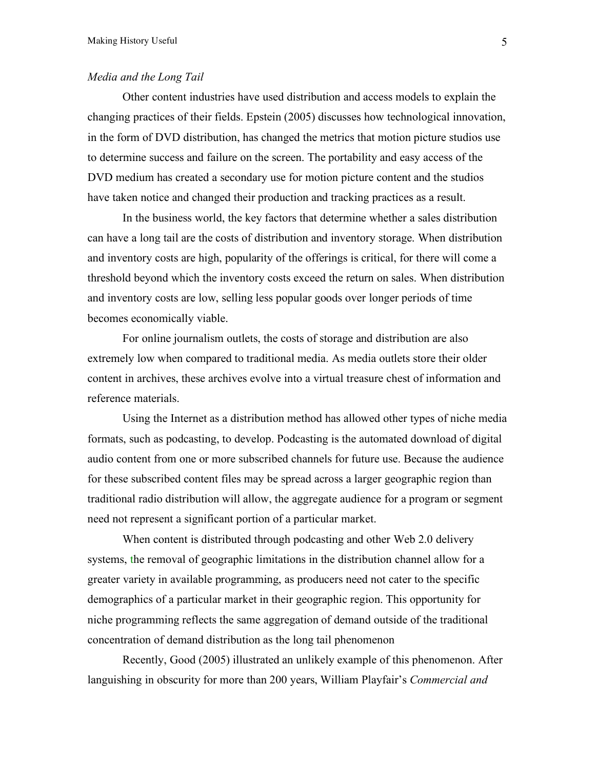*Media and the Long Tail*

Other content industries have used distribution and access models to explain the changing practices of their fields. Epstein (2005) discusses how technological innovation, in the form of DVD distribution, has changed the metrics that motion picture studios use to determine success and failure on the screen. The portability and easy access of the DVD medium has created a secondary use for motion picture content and the studios have taken notice and changed their production and tracking practices as a result.

In the business world, the key factors that determine whether a sales distribution can have a long tail are the costs of distribution and inventory storage. When distribution and inventory costs are high, popularity of the offerings is critical, for there will come a threshold beyond which the inventory costs exceed the return on sales. When distribution and inventory costs are low, selling less popular goods over longer periods of time becomes economically viable.

For online journalism outlets, the costs of storage and distribution are also extremely low when compared to traditional media. As media outlets store their older content in archives, these archives evolve into a virtual treasure chest of information and reference materials.

Using the Internet as a distribution method has allowed other types of niche media formats, such as podcasting, to develop. Podcasting is the automated download of digital audio content from one or more subscribed channels for future use. Because the audience for these subscribed content files may be spread across a larger geographic region than traditional radio distribution will allow, the aggregate audience for a program or segment need not represent a significant portion of a particular market.

When content is distributed through podcasting and other Web 2.0 delivery systems, the removal of geographic limitations in the distribution channel allow for a greater variety in available programming, as producers need not cater to the specific demographics of a particular market in their geographic region. This opportunity for niche programming reflects the same aggregation of demand outside of the traditional concentration of demand distribution as the long tail phenomenon

Recently, Good (2005) illustrated an unlikely example of this phenomenon. After languishing in obscurity for more than 200 years, William Playfair's *Commercial and*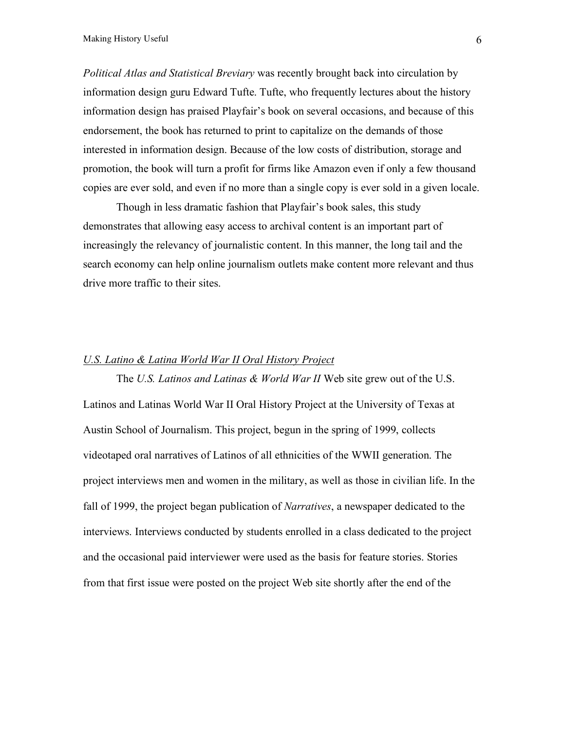*Political Atlas and Statistical Breviary* was recently brought back into circulation by information design guru Edward Tufte. Tufte, who frequently lectures about the history information design has praised Playfair's book on several occasions, and because of this endorsement, the book has returned to print to capitalize on the demands of those interested in information design. Because of the low costs of distribution, storage and promotion, the book will turn a profit for firms like Amazon even if only a few thousand copies are ever sold, and even if no more than a single copy is ever sold in a given locale.

Though in less dramatic fashion that Playfair's book sales, this study demonstrates that allowing easy access to archival content is an important part of increasingly the relevancy of journalistic content. In this manner, the long tail and the search economy can help online journalism outlets make content more relevant and thus drive more traffic to their sites.

## <u>*U.S. Latino & Latina World War II Oral History Project*</u>

The *U.S. Latinos and Latinas & World War II* Web site grew out of the U.S. Latinos and Latinas World War II Oral History Project at the University of Texas at Austin School of Journalism. This project, begun in the spring of 1999, collects videotaped oral narratives of Latinos of all ethnicities of the WWII generation. The project interviews men and women in the military, as well as those in civilian life. In the fall of 1999, the project began publication of *Narratives*, a newspaper dedicated to the interviews. Interviews conducted by students enrolled in a class dedicated to the project and the occasional paid interviewer were used as the basis for feature stories. Stories from that first issue were posted on the project Web site shortly after the end of the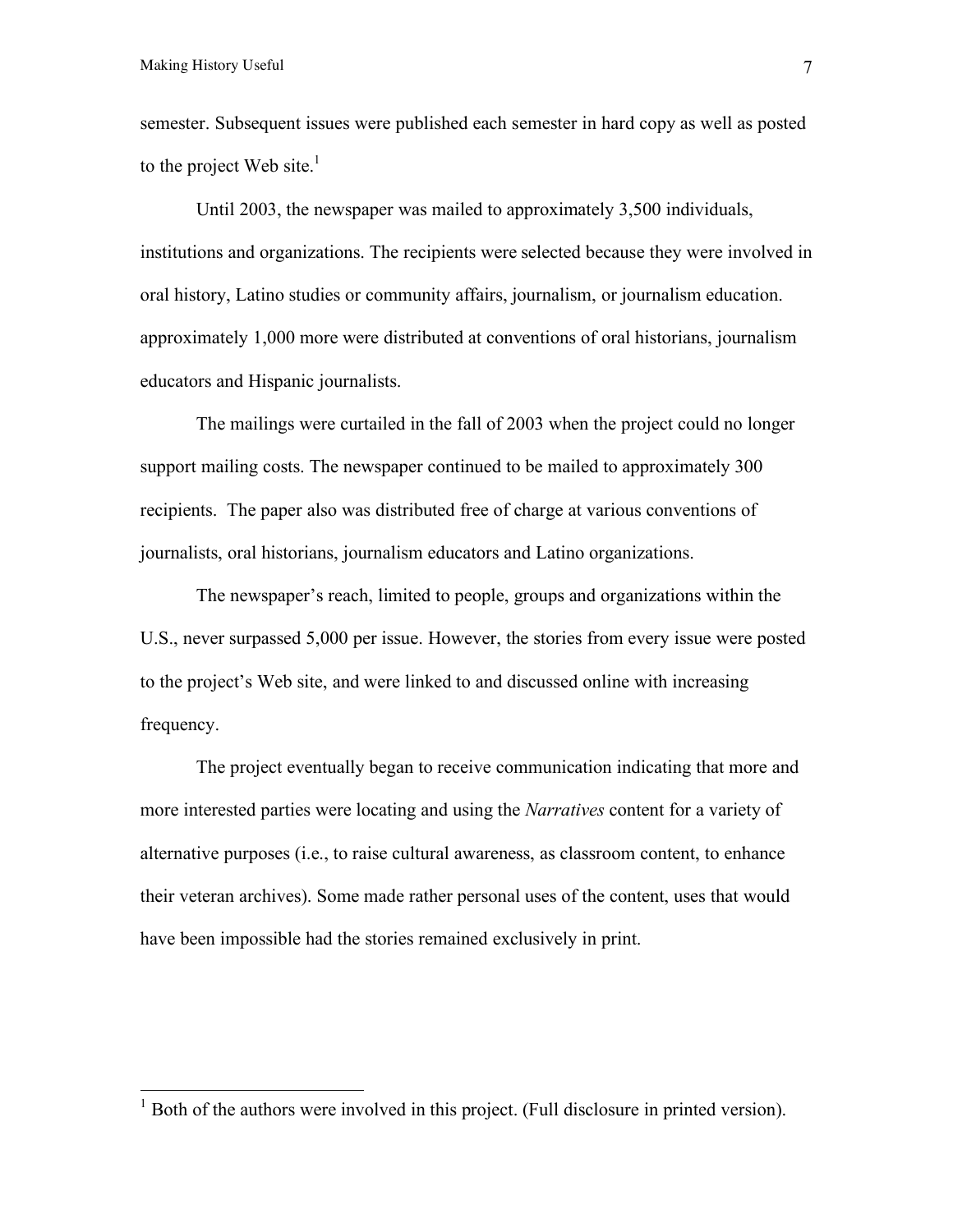semester. Subsequent issues were published each semester in hard copy as well as posted to the project Web site.[1]

Until 2003, the newspaper was mailed to approximately 3,500 individuals, institutions and organizations. The recipients were selected because they were involved in oral history, Latino studies or community affairs, journalism, or journalism education. approximately 1,000 more were distributed at conventions of oral historians, journalism educators and Hispanic journalists.

The mailings were curtailed in the fall of 2003 when the project could no longer support mailing costs. The newspaper continued to be mailed to approximately 300 recipients. The paper also was distributed free of charge at various conventions of journalists, oral historians, journalism educators and Latino organizations.

The newspaper's reach, limited to people, groups and organizations within the U.S., never surpassed 5,000 per issue. However, the stories from every issue were posted to the project's Web site, and were linked to and discussed online with increasing frequency.

The project eventually began to receive communication indicating that more and more interested parties were locating and using the *Narratives* content for a variety of alternative purposes (i.e., to raise cultural awareness, as classroom content, to enhance their veteran archives). Some made rather personal uses of the content, uses that would have been impossible had the stories remained exclusively in print.

---

[1] Both of the authors were involved in this project. (Full disclosure in printed version).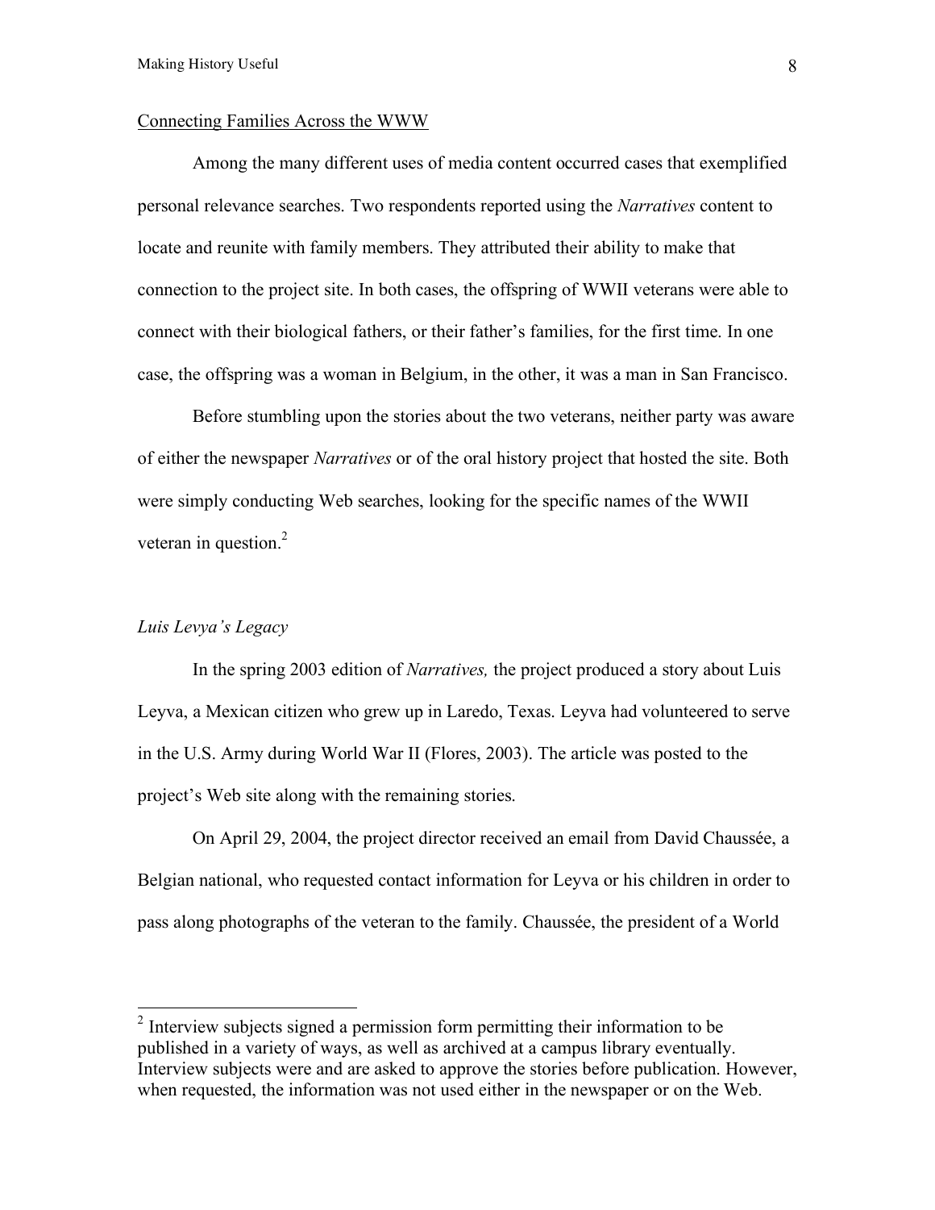<u>Connecting Families Across the WWW</u>

Among the many different uses of media content occurred cases that exemplified personal relevance searches. Two respondents reported using the *Narratives* content to locate and reunite with family members. They attributed their ability to make that connection to the project site. In both cases, the offspring of WWII veterans were able to connect with their biological fathers, or their father's families, for the first time. In one case, the offspring was a woman in Belgium, in the other, it was a man in San Francisco.

Before stumbling upon the stories about the two veterans, neither party was aware of either the newspaper *Narratives* or of the oral history project that hosted the site. Both were simply conducting Web searches, looking for the specific names of the WWII veteran in question.[2]

*Luis Levya's Legacy*

In the spring 2003 edition of *Narratives,* the project produced a story about Luis Leyva, a Mexican citizen who grew up in Laredo, Texas. Leyva had volunteered to serve in the U.S. Army during World War II (Flores, 2003). The article was posted to the project's Web site along with the remaining stories.

On April 29, 2004, the project director received an email from David Chaussée, a Belgian national, who requested contact information for Leyva or his children in order to pass along photographs of the veteran to the family. Chaussée, the president of a World

---

[2] Interview subjects signed a permission form permitting their information to be published in a variety of ways, as well as archived at a campus library eventually. Interview subjects were and are asked to approve the stories before publication. However, when requested, the information was not used either in the newspaper or on the Web.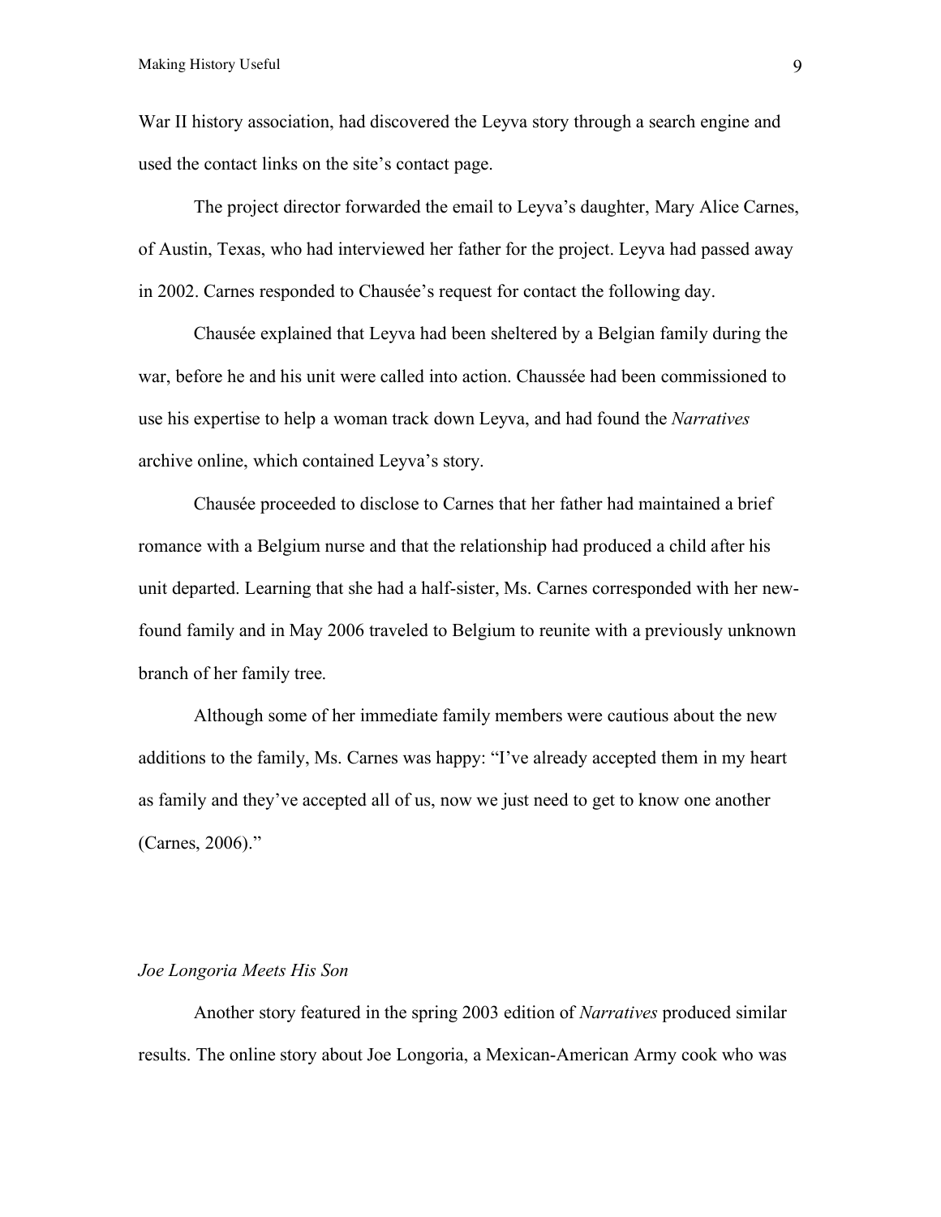War II history association, had discovered the Leyva story through a search engine and used the contact links on the site's contact page.

The project director forwarded the email to Leyva's daughter, Mary Alice Carnes, of Austin, Texas, who had interviewed her father for the project. Leyva had passed away in 2002. Carnes responded to Chausée's request for contact the following day.

Chausée explained that Leyva had been sheltered by a Belgian family during the war, before he and his unit were called into action. Chaussée had been commissioned to use his expertise to help a woman track down Leyva, and had found the *Narratives* archive online, which contained Leyva's story.

Chausée proceeded to disclose to Carnes that her father had maintained a brief romance with a Belgium nurse and that the relationship had produced a child after his unit departed. Learning that she had a half-sister, Ms. Carnes corresponded with her new-found family and in May 2006 traveled to Belgium to reunite with a previously unknown branch of her family tree.

Although some of her immediate family members were cautious about the new additions to the family, Ms. Carnes was happy: "I've already accepted them in my heart as family and they've accepted all of us, now we just need to get to know one another (Carnes, 2006)."

*Joe Longoria Meets His Son*

Another story featured in the spring 2003 edition of *Narratives* produced similar results. The online story about Joe Longoria, a Mexican-American Army cook who was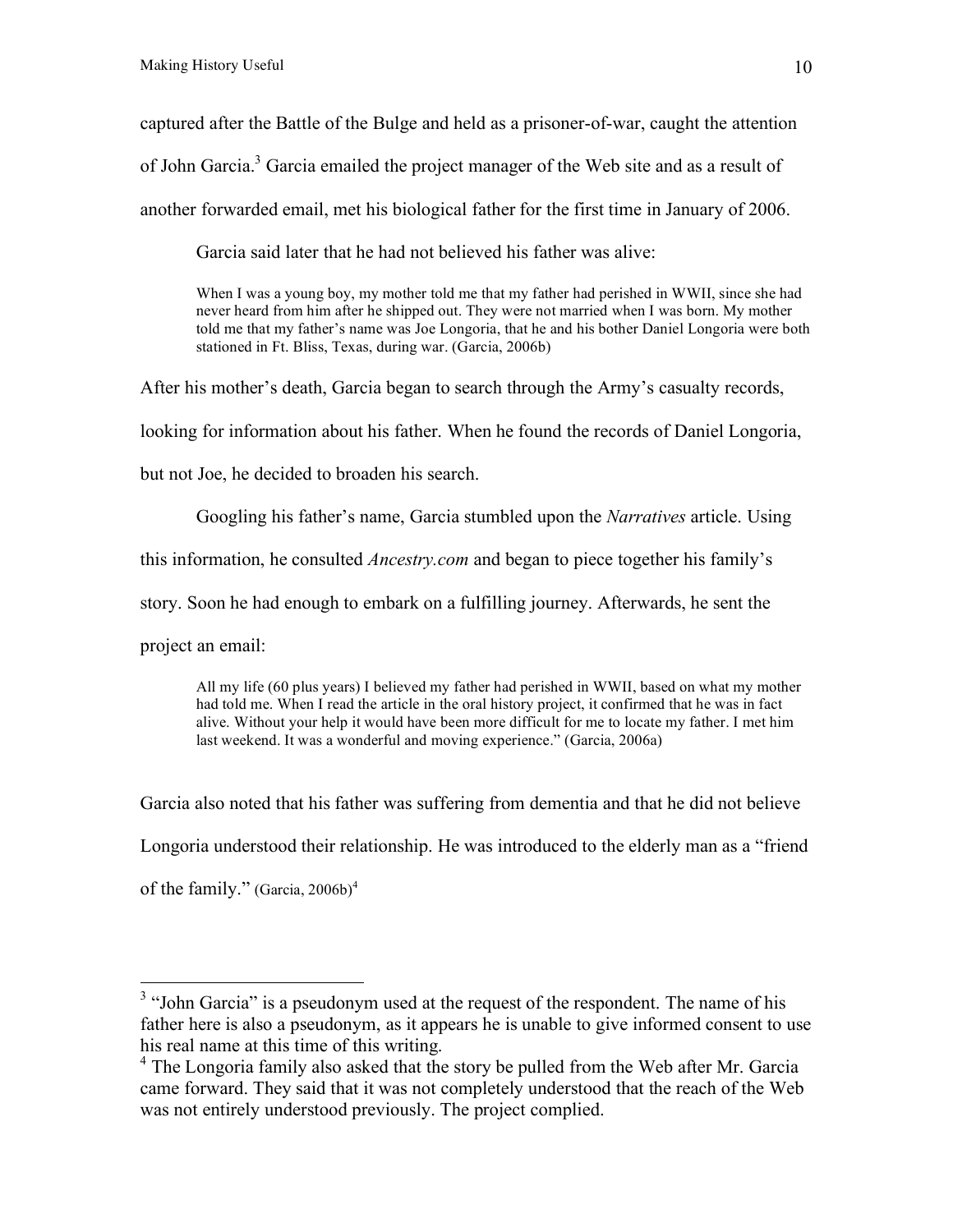captured after the Battle of the Bulge and held as a prisoner-of-war, caught the attention of John Garcia.[3] Garcia emailed the project manager of the Web site and as a result of another forwarded email, met his biological father for the first time in January of 2006.

Garcia said later that he had not believed his father was alive:

> When I was a young boy, my mother told me that my father had perished in WWII, since she had never heard from him after he shipped out. They were not married when I was born. My mother told me that my father's name was Joe Longoria, that he and his bother Daniel Longoria were both stationed in Ft. Bliss, Texas, during war. (Garcia, 2006b)

After his mother's death, Garcia began to search through the Army's casualty records, looking for information about his father. When he found the records of Daniel Longoria, but not Joe, he decided to broaden his search.

Googling his father's name, Garcia stumbled upon the *Narratives* article. Using this information, he consulted *Ancestry.com* and began to piece together his family's story. Soon he had enough to embark on a fulfilling journey. Afterwards, he sent the project an email:

> All my life (60 plus years) I believed my father had perished in WWII, based on what my mother had told me. When I read the article in the oral history project, it confirmed that he was in fact alive. Without your help it would have been more difficult for me to locate my father. I met him last weekend. It was a wonderful and moving experience." (Garcia, 2006a)

Garcia also noted that his father was suffering from dementia and that he did not believe Longoria understood their relationship. He was introduced to the elderly man as a "friend of the family." (Garcia, 2006b)[4]

---

[3] "John Garcia" is a pseudonym used at the request of the respondent. The name of his father here is also a pseudonym, as it appears he is unable to give informed consent to use his real name at this time of this writing.

[4] The Longoria family also asked that the story be pulled from the Web after Mr. Garcia came forward. They said that it was not completely understood that the reach of the Web was not entirely understood previously. The project complied.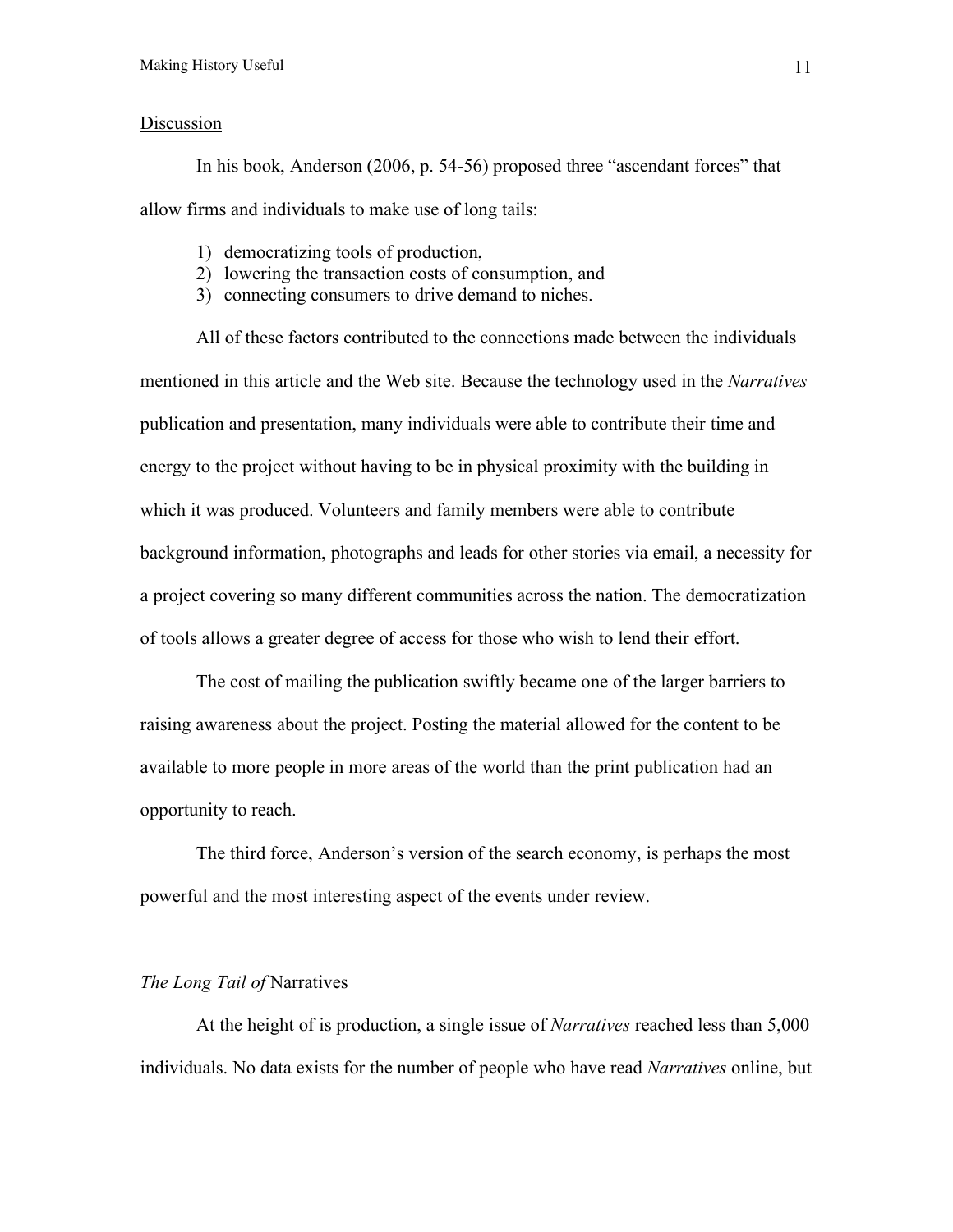## Discussion

In his book, Anderson (2006, p. 54-56) proposed three "ascendant forces" that allow firms and individuals to make use of long tails:

1) democratizing tools of production,
2) lowering the transaction costs of consumption, and
3) connecting consumers to drive demand to niches.

All of these factors contributed to the connections made between the individuals mentioned in this article and the Web site. Because the technology used in the *Narratives* publication and presentation, many individuals were able to contribute their time and energy to the project without having to be in physical proximity with the building in which it was produced. Volunteers and family members were able to contribute background information, photographs and leads for other stories via email, a necessity for a project covering so many different communities across the nation. The democratization of tools allows a greater degree of access for those who wish to lend their effort.

The cost of mailing the publication swiftly became one of the larger barriers to raising awareness about the project. Posting the material allowed for the content to be available to more people in more areas of the world than the print publication had an opportunity to reach.

The third force, Anderson's version of the search economy, is perhaps the most powerful and the most interesting aspect of the events under review.

### *The Long Tail of* Narratives

At the height of is production, a single issue of *Narratives* reached less than 5,000 individuals. No data exists for the number of people who have read *Narratives* online, but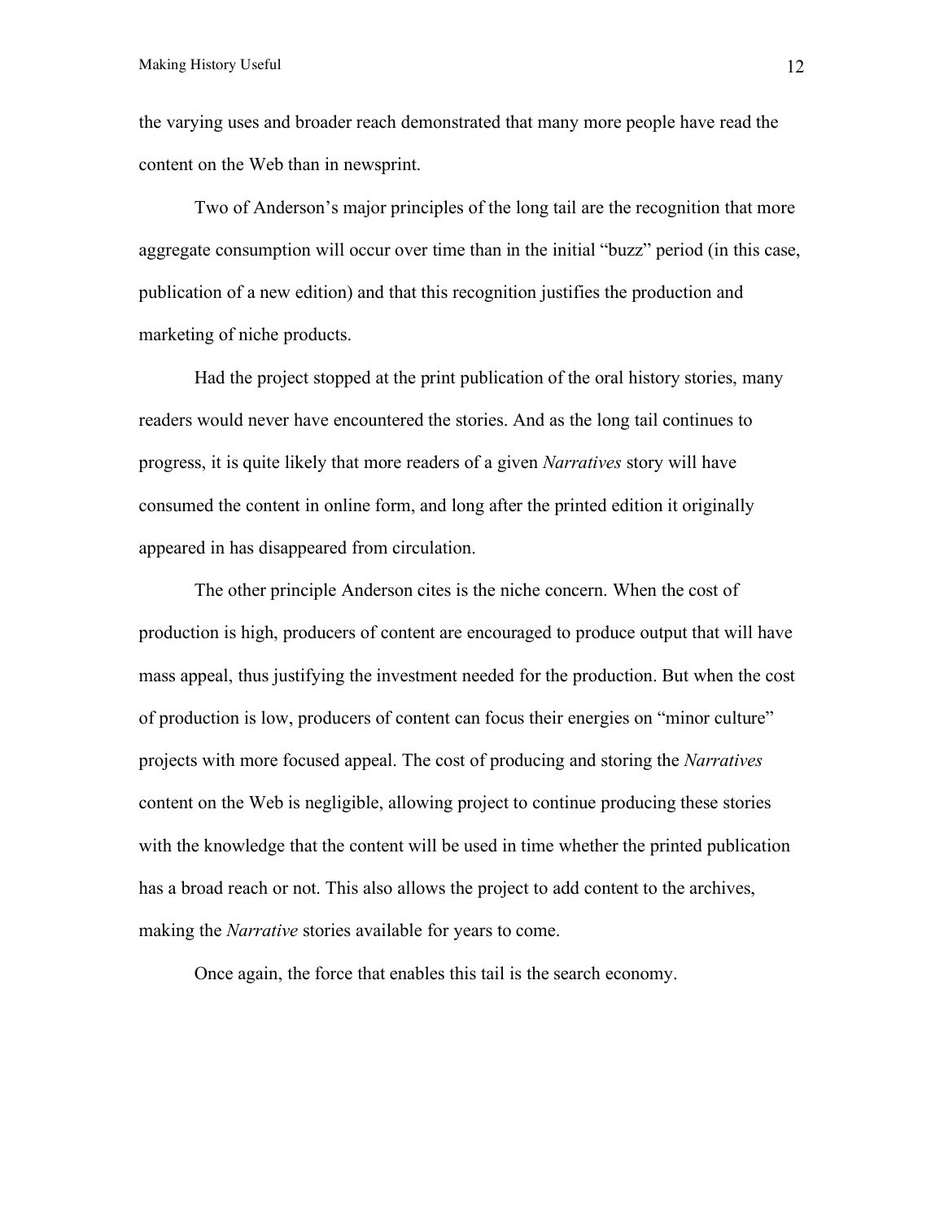the varying uses and broader reach demonstrated that many more people have read the content on the Web than in newsprint.

Two of Anderson's major principles of the long tail are the recognition that more aggregate consumption will occur over time than in the initial "buzz" period (in this case, publication of a new edition) and that this recognition justifies the production and marketing of niche products.

Had the project stopped at the print publication of the oral history stories, many readers would never have encountered the stories. And as the long tail continues to progress, it is quite likely that more readers of a given *Narratives* story will have consumed the content in online form, and long after the printed edition it originally appeared in has disappeared from circulation.

The other principle Anderson cites is the niche concern. When the cost of production is high, producers of content are encouraged to produce output that will have mass appeal, thus justifying the investment needed for the production. But when the cost of production is low, producers of content can focus their energies on "minor culture" projects with more focused appeal. The cost of producing and storing the *Narratives* content on the Web is negligible, allowing project to continue producing these stories with the knowledge that the content will be used in time whether the printed publication has a broad reach or not. This also allows the project to add content to the archives, making the *Narrative* stories available for years to come.

Once again, the force that enables this tail is the search economy.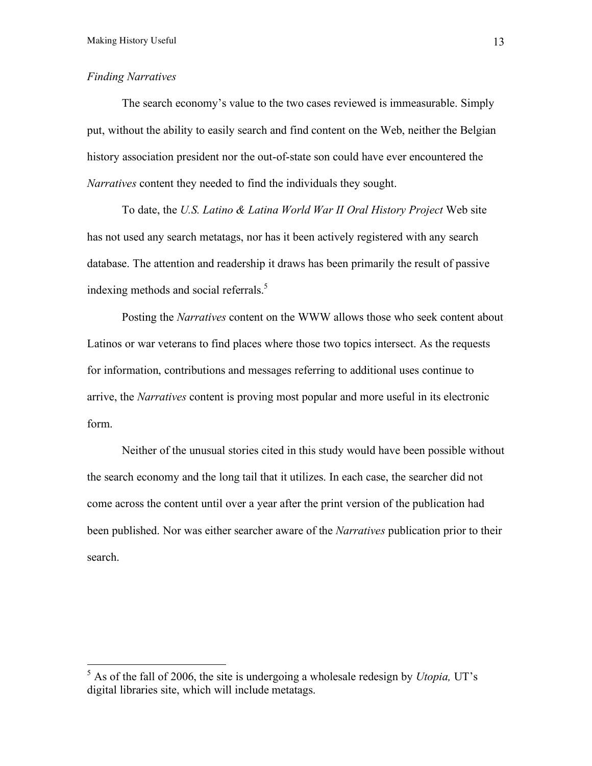*Finding Narratives*

The search economy's value to the two cases reviewed is immeasurable. Simply put, without the ability to easily search and find content on the Web, neither the Belgian history association president nor the out-of-state son could have ever encountered the *Narratives* content they needed to find the individuals they sought.

To date, the *U.S. Latino & Latina World War II Oral History Project* Web site has not used any search metatags, nor has it been actively registered with any search database. The attention and readership it draws has been primarily the result of passive indexing methods and social referrals.[5]

Posting the *Narratives* content on the WWW allows those who seek content about Latinos or war veterans to find places where those two topics intersect. As the requests for information, contributions and messages referring to additional uses continue to arrive, the *Narratives* content is proving most popular and more useful in its electronic form.

Neither of the unusual stories cited in this study would have been possible without the search economy and the long tail that it utilizes. In each case, the searcher did not come across the content until over a year after the print version of the publication had been published. Nor was either searcher aware of the *Narratives* publication prior to their search.

---

[5] As of the fall of 2006, the site is undergoing a wholesale redesign by *Utopia,* UT's digital libraries site, which will include metatags.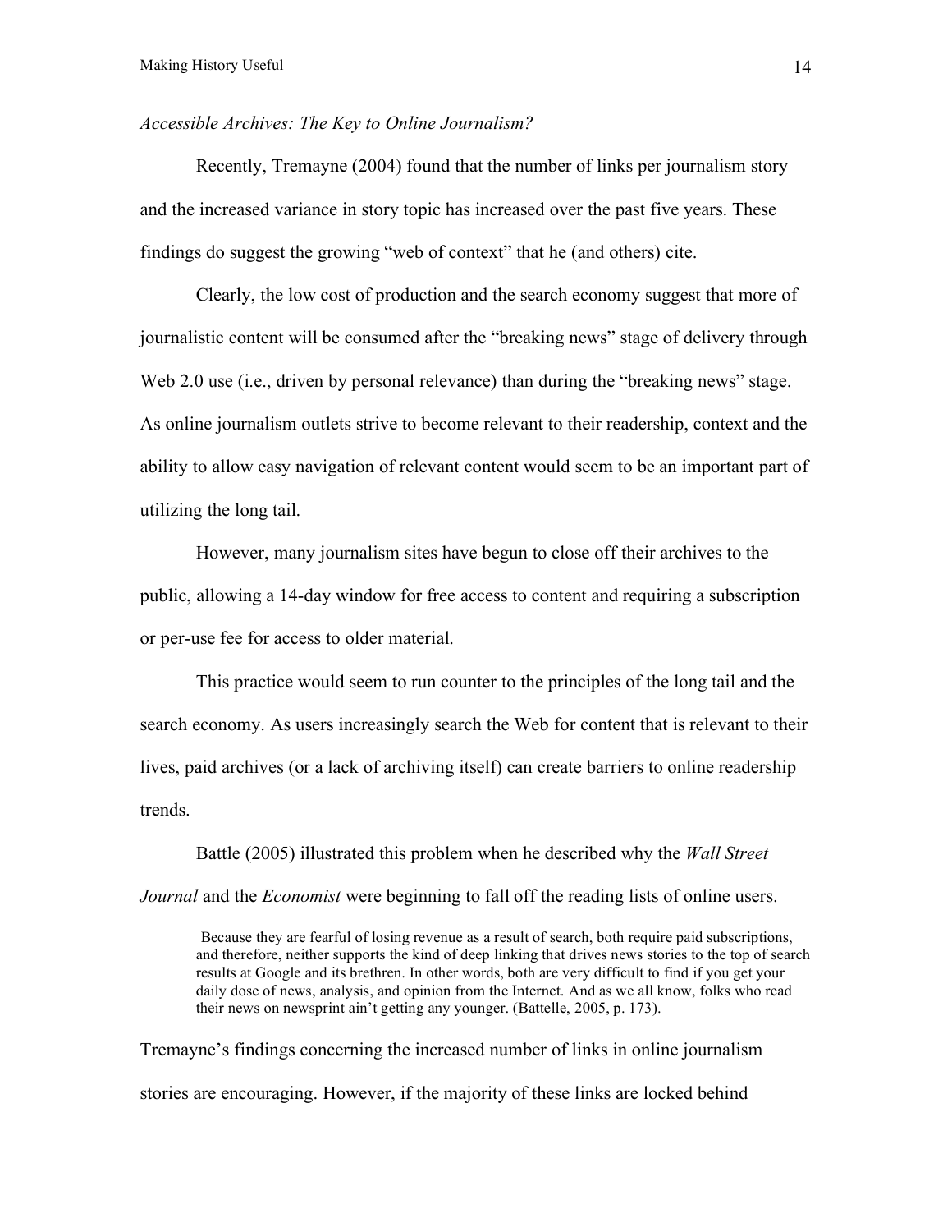*Accessible Archives: The Key to Online Journalism?*

Recently, Tremayne (2004) found that the number of links per journalism story and the increased variance in story topic has increased over the past five years. These findings do suggest the growing "web of context" that he (and others) cite.

Clearly, the low cost of production and the search economy suggest that more of journalistic content will be consumed after the "breaking news" stage of delivery through Web 2.0 use (i.e., driven by personal relevance) than during the "breaking news" stage. As online journalism outlets strive to become relevant to their readership, context and the ability to allow easy navigation of relevant content would seem to be an important part of utilizing the long tail.

However, many journalism sites have begun to close off their archives to the public, allowing a 14-day window for free access to content and requiring a subscription or per-use fee for access to older material.

This practice would seem to run counter to the principles of the long tail and the search economy. As users increasingly search the Web for content that is relevant to their lives, paid archives (or a lack of archiving itself) can create barriers to online readership trends.

Battle (2005) illustrated this problem when he described why the *Wall Street Journal* and the *Economist* were beginning to fall off the reading lists of online users.

> Because they are fearful of losing revenue as a result of search, both require paid subscriptions, and therefore, neither supports the kind of deep linking that drives news stories to the top of search results at Google and its brethren. In other words, both are very difficult to find if you get your daily dose of news, analysis, and opinion from the Internet. And as we all know, folks who read their news on newsprint ain't getting any younger. (Battelle, 2005, p. 173).

Tremayne's findings concerning the increased number of links in online journalism stories are encouraging. However, if the majority of these links are locked behind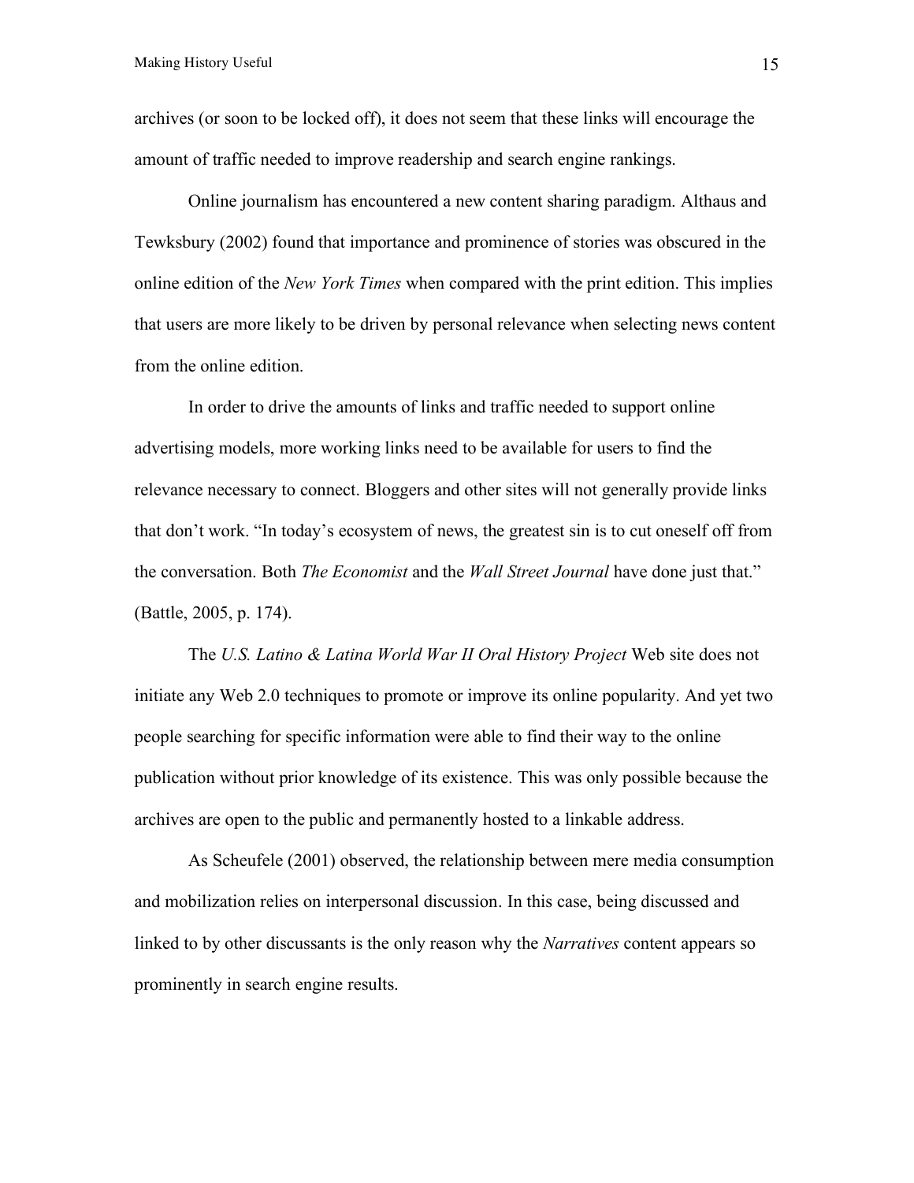archives (or soon to be locked off), it does not seem that these links will encourage the amount of traffic needed to improve readership and search engine rankings.

Online journalism has encountered a new content sharing paradigm. Althaus and Tewksbury (2002) found that importance and prominence of stories was obscured in the online edition of the *New York Times* when compared with the print edition. This implies that users are more likely to be driven by personal relevance when selecting news content from the online edition.

In order to drive the amounts of links and traffic needed to support online advertising models, more working links need to be available for users to find the relevance necessary to connect. Bloggers and other sites will not generally provide links that don't work. "In today's ecosystem of news, the greatest sin is to cut oneself off from the conversation. Both *The Economist* and the *Wall Street Journal* have done just that." (Battle, 2005, p. 174).

The *U.S. Latino & Latina World War II Oral History Project* Web site does not initiate any Web 2.0 techniques to promote or improve its online popularity. And yet two people searching for specific information were able to find their way to the online publication without prior knowledge of its existence. This was only possible because the archives are open to the public and permanently hosted to a linkable address.

As Scheufele (2001) observed, the relationship between mere media consumption and mobilization relies on interpersonal discussion. In this case, being discussed and linked to by other discussants is the only reason why the *Narratives* content appears so prominently in search engine results.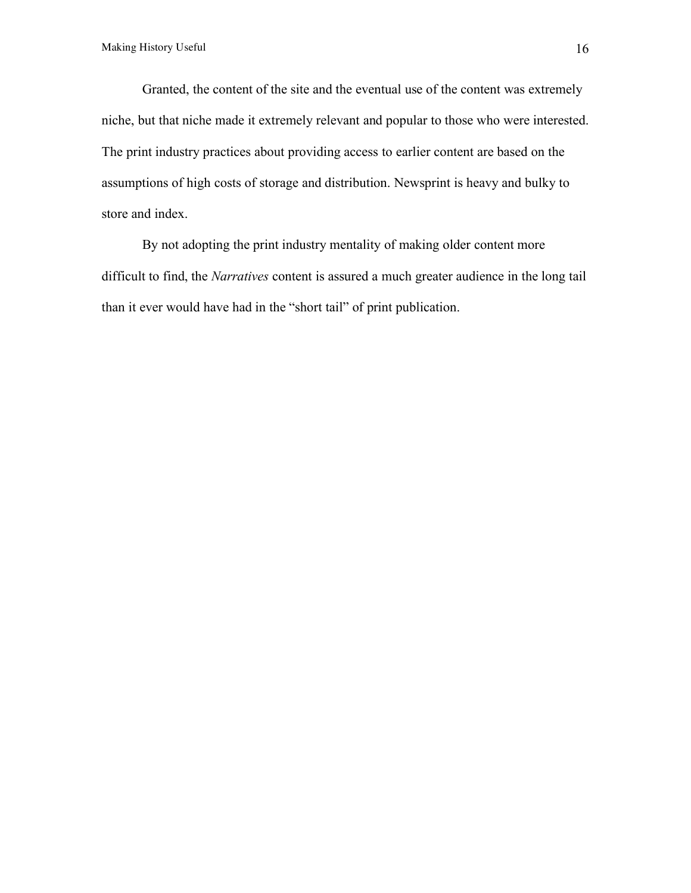Granted, the content of the site and the eventual use of the content was extremely niche, but that niche made it extremely relevant and popular to those who were interested. The print industry practices about providing access to earlier content are based on the assumptions of high costs of storage and distribution. Newsprint is heavy and bulky to store and index.

By not adopting the print industry mentality of making older content more difficult to find, the *Narratives* content is assured a much greater audience in the long tail than it ever would have had in the "short tail" of print publication.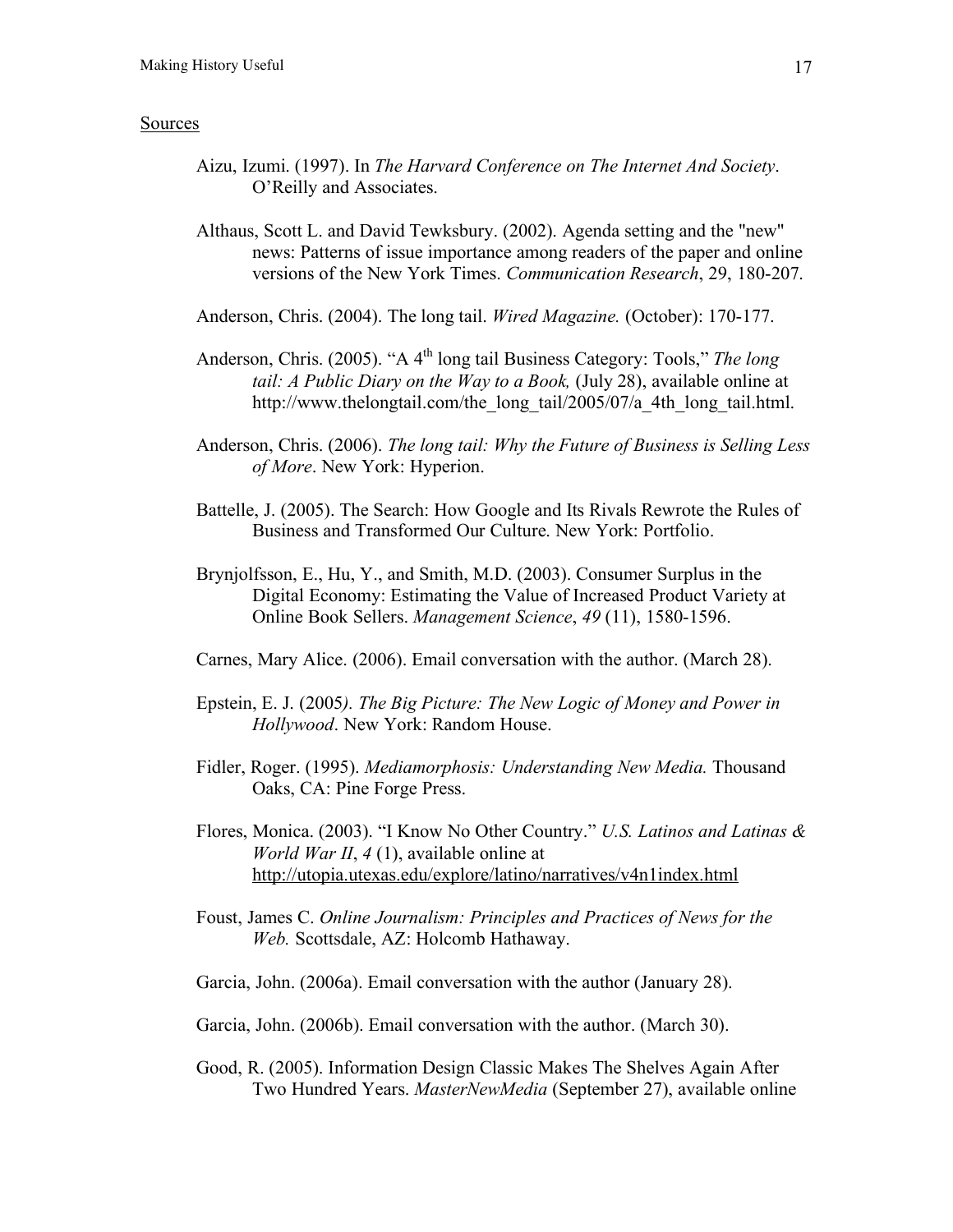Sources

Aizu, Izumi. (1997). In *The Harvard Conference on The Internet And Society*. O'Reilly and Associates.

Althaus, Scott L. and David Tewksbury. (2002). Agenda setting and the "new" news: Patterns of issue importance among readers of the paper and online versions of the New York Times. *Communication Research*, 29, 180-207.

Anderson, Chris. (2004). The long tail. *Wired Magazine.* (October): 170-177.

Anderson, Chris. (2005). "A 4th long tail Business Category: Tools," *The long tail: A Public Diary on the Way to a Book,* (July 28), available online at http://www.thelongtail.com/the_long_tail/2005/07/a_4th_long_tail.html.

Anderson, Chris. (2006). *The long tail: Why the Future of Business is Selling Less of More*. New York: Hyperion.

Battelle, J. (2005). The Search: How Google and Its Rivals Rewrote the Rules of Business and Transformed Our Culture. New York: Portfolio.

Brynjolfsson, E., Hu, Y., and Smith, M.D. (2003). Consumer Surplus in the Digital Economy: Estimating the Value of Increased Product Variety at Online Book Sellers. *Management Science*, *49* (11), 1580-1596.

Carnes, Mary Alice. (2006). Email conversation with the author. (March 28).

Epstein, E. J. (2005*). The Big Picture: The New Logic of Money and Power in Hollywood*. New York: Random House.

Fidler, Roger. (1995). *Mediamorphosis: Understanding New Media.* Thousand Oaks, CA: Pine Forge Press.

Flores, Monica. (2003). "I Know No Other Country." *U.S. Latinos and Latinas & World War II*, *4* (1), available online at http://utopia.utexas.edu/explore/latino/narratives/v4n1index.html

Foust, James C. *Online Journalism: Principles and Practices of News for the Web.* Scottsdale, AZ: Holcomb Hathaway.

Garcia, John. (2006a). Email conversation with the author (January 28).

Garcia, John. (2006b). Email conversation with the author. (March 30).

Good, R. (2005). Information Design Classic Makes The Shelves Again After Two Hundred Years. *MasterNewMedia* (September 27), available online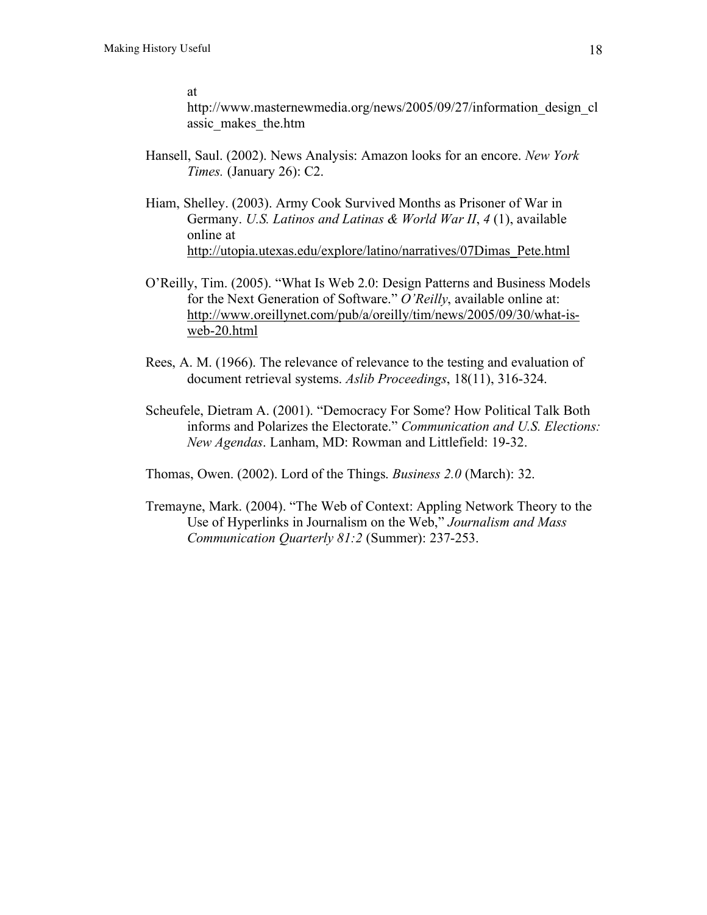at http://www.masternewmedia.org/news/2005/09/27/information_design_classic_makes_the.htm

Hansell, Saul. (2002). News Analysis: Amazon looks for an encore. *New York Times.* (January 26): C2.

Hiam, Shelley. (2003). Army Cook Survived Months as Prisoner of War in Germany. *U.S. Latinos and Latinas & World War II*, *4* (1), available online at http://utopia.utexas.edu/explore/latino/narratives/07Dimas_Pete.html

O'Reilly, Tim. (2005). "What Is Web 2.0: Design Patterns and Business Models for the Next Generation of Software." *O'Reilly*, available online at: http://www.oreillynet.com/pub/a/oreilly/tim/news/2005/09/30/what-is-web-20.html

Rees, A. M. (1966). The relevance of relevance to the testing and evaluation of document retrieval systems. *Aslib Proceedings*, 18(11), 316-324.

Scheufele, Dietram A. (2001). "Democracy For Some? How Political Talk Both informs and Polarizes the Electorate." *Communication and U.S. Elections: New Agendas*. Lanham, MD: Rowman and Littlefield: 19-32.

Thomas, Owen. (2002). Lord of the Things. *Business 2.0* (March): 32.

Tremayne, Mark. (2004). "The Web of Context: Appling Network Theory to the Use of Hyperlinks in Journalism on the Web," *Journalism and Mass Communication Quarterly 81:2* (Summer): 237-253.